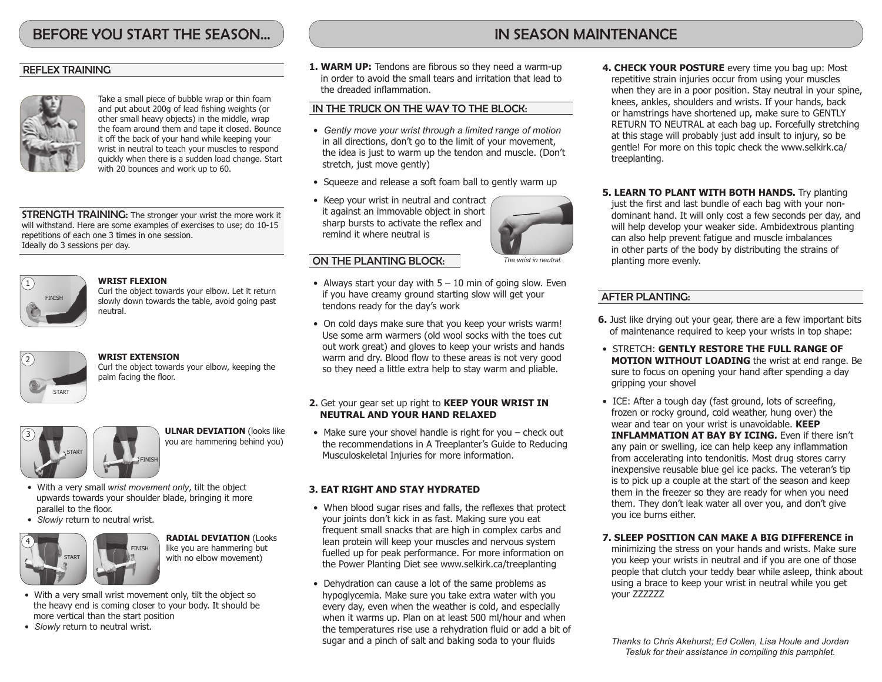# BEFORE YOU START THE SEASON...

## REFLEX TRAINING

Take a small piece of bubble wrap or thin foam and put about 200g of lead fishing weights (or other small heavy objects) in the middle, wrap the foam around them and tape it closed. Bounce it off the back of your hand while keeping your wrist in neutral to teach your muscles to respond quickly when there is a sudden load change. Start with 20 bounces and work up to 60.

**STRENGTH TRAINING:** The stronger your wrist the more work it will withstand. Here are some examples of exercises to use; do 10-15 repetitions of each one 3 times in one session. Ideally do 3 sessions per day.

1 FINISH

**WRIST FLEXION**
Curl the object towards your elbow. Let it return slowly down towards the table, avoid going past neutral.

2 START

**WRIST EXTENSION**
Curl the object towards your elbow, keeping the palm facing the floor.

3 START FINISH

**ULNAR DEVIATION** (looks like you are hammering behind you)

- With a very small *wrist movement only*, tilt the object upwards towards your shoulder blade, bringing it more parallel to the floor.
- *Slowly* return to neutral wrist.

4 START FINISH

**RADIAL DEVIATION** (Looks like you are hammering but with no elbow movement)

- With a very small wrist movement only, tilt the object so the heavy end is coming closer to your body. It should be more vertical than the start position
- *Slowly* return to neutral wrist.

# IN SEASON MAINTENANCE

**1. WARM UP:** Tendons are fibrous so they need a warm-up in order to avoid the small tears and irritation that lead to the dreaded inflammation.

## IN THE TRUCK ON THE WAY TO THE BLOCK:

- *Gently move your wrist through a limited range of motion* in all directions, don't go to the limit of your movement, the idea is just to warm up the tendon and muscle. (Don't stretch, just move gently)
- Squeeze and release a soft foam ball to gently warm up
- Keep your wrist in neutral and contract it against an immovable object in short sharp bursts to activate the reflex and remind it where neutral is

*The wrist in neutral.*

## ON THE PLANTING BLOCK:

- Always start your day with 5 – 10 min of going slow. Even if you have creamy ground starting slow will get your tendons ready for the day's work
- On cold days make sure that you keep your wrists warm! Use some arm warmers (old wool socks with the toes cut out work great) and gloves to keep your wrists and hands warm and dry. Blood flow to these areas is not very good so they need a little extra help to stay warm and pliable.

**2.** Get your gear set up right to **KEEP YOUR WRIST IN NEUTRAL AND YOUR HAND RELAXED**

- Make sure your shovel handle is right for you – check out the recommendations in A Treeplanter's Guide to Reducing Musculoskeletal Injuries for more information.

**3. EAT RIGHT AND STAY HYDRATED**

- When blood sugar rises and falls, the reflexes that protect your joints don't kick in as fast. Making sure you eat frequent small snacks that are high in complex carbs and lean protein will keep your muscles and nervous system fuelled up for peak performance. For more information on the Power Planting Diet see www.selkirk.ca/treeplanting
- Dehydration can cause a lot of the same problems as hypoglycemia. Make sure you take extra water with you every day, even when the weather is cold, and especially when it warms up. Plan on at least 500 ml/hour and when the temperatures rise use a rehydration fluid or add a bit of sugar and a pinch of salt and baking soda to your fluids

**4. CHECK YOUR POSTURE** every time you bag up: Most repetitive strain injuries occur from using your muscles when they are in a poor position. Stay neutral in your spine, knees, ankles, shoulders and wrists. If your hands, back or hamstrings have shortened up, make sure to GENTLY RETURN TO NEUTRAL at each bag up. Forcefully stretching at this stage will probably just add insult to injury, so be gentle! For more on this topic check the www.selkirk.ca/treeplanting.

**5. LEARN TO PLANT WITH BOTH HANDS.** Try planting just the first and last bundle of each bag with your non-dominant hand. It will only cost a few seconds per day, and will help develop your weaker side. Ambidextrous planting can also help prevent fatigue and muscle imbalances in other parts of the body by distributing the strains of planting more evenly.

## AFTER PLANTING:

**6.** Just like drying out your gear, there are a few important bits of maintenance required to keep your wrists in top shape:

- STRETCH: **GENTLY RESTORE THE FULL RANGE OF MOTION WITHOUT LOADING** the wrist at end range. Be sure to focus on opening your hand after spending a day gripping your shovel
- ICE: After a tough day (fast ground, lots of screefing, frozen or rocky ground, cold weather, hung over) the wear and tear on your wrist is unavoidable. **KEEP INFLAMMATION AT BAY BY ICING.** Even if there isn't any pain or swelling, ice can help keep any inflammation from accelerating into tendonitis. Most drug stores carry inexpensive reusable blue gel ice packs. The veteran's tip is to pick up a couple at the start of the season and keep them in the freezer so they are ready for when you need them. They don't leak water all over you, and don't give you ice burns either.

**7. SLEEP POSITION CAN MAKE A BIG DIFFERENCE in** minimizing the stress on your hands and wrists. Make sure you keep your wrists in neutral and if you are one of those people that clutch your teddy bear while asleep, think about using a brace to keep your wrist in neutral while you get your ZZZZZZ

*Thanks to Chris Akehurst; Ed Collen, Lisa Houle and Jordan Tesluk for their assistance in compiling this pamphlet.*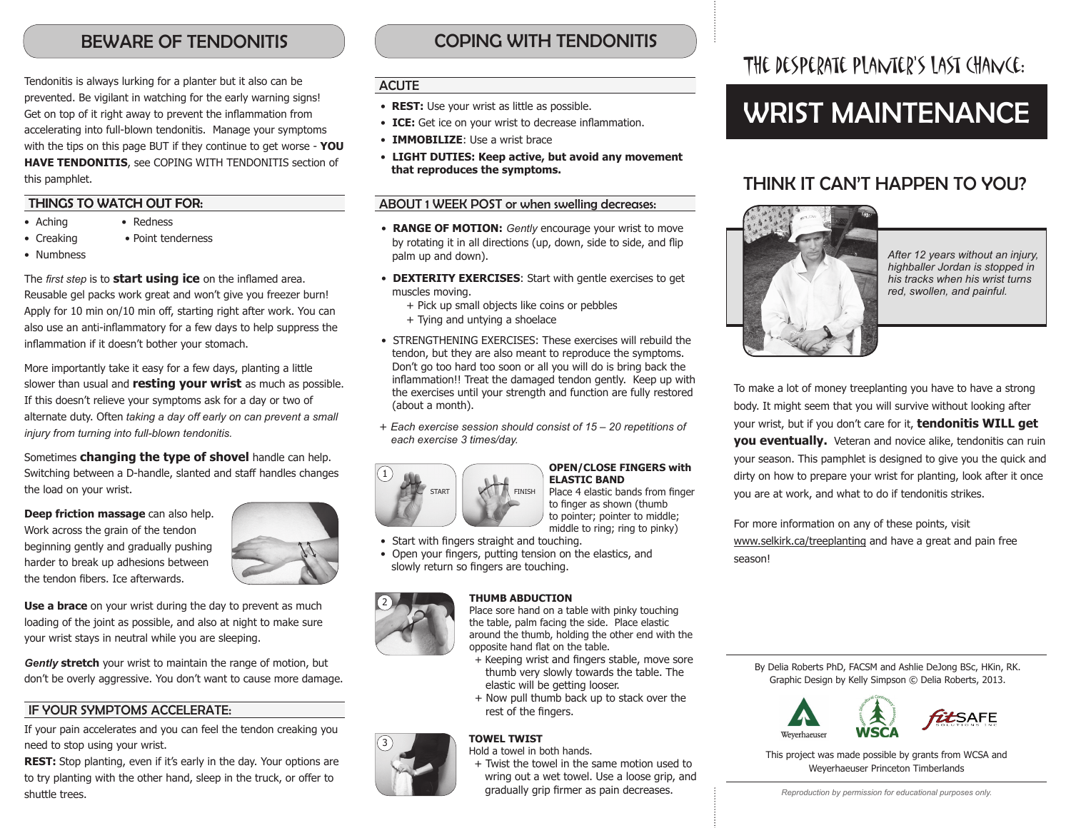## BEWARE OF TENDONITIS

Tendonitis is always lurking for a planter but it also can be prevented. Be vigilant in watching for the early warning signs! Get on top of it right away to prevent the inflammation from accelerating into full-blown tendonitis. Manage your symptoms with the tips on this page BUT if they continue to get worse - **YOU HAVE TENDONITIS**, see COPING WITH TENDONITIS section of this pamphlet.

### THINGS TO WATCH OUT FOR:

- Aching
- Creaking
- Numbness
- Redness
- Point tenderness

The *first step* is to **start using ice** on the inflamed area. Reusable gel packs work great and won't give you freezer burn! Apply for 10 min on/10 min off, starting right after work. You can also use an anti-inflammatory for a few days to help suppress the inflammation if it doesn't bother your stomach.

More importantly take it easy for a few days, planting a little slower than usual and **resting your wrist** as much as possible. If this doesn't relieve your symptoms ask for a day or two of alternate duty. Often *taking a day off early on can prevent a small injury from turning into full-blown tendonitis.*

Sometimes **changing the type of shovel** handle can help. Switching between a D-handle, slanted and staff handles changes the load on your wrist.

**Deep friction massage** can also help. Work across the grain of the tendon beginning gently and gradually pushing harder to break up adhesions between the tendon fibers. Ice afterwards.

**Use a brace** on your wrist during the day to prevent as much loading of the joint as possible, and also at night to make sure your wrist stays in neutral while you are sleeping.

***Gently* stretch** your wrist to maintain the range of motion, but don't be overly aggressive. You don't want to cause more damage.

### IF YOUR SYMPTOMS ACCELERATE:

If your pain accelerates and you can feel the tendon creaking you need to stop using your wrist.

**REST:** Stop planting, even if it's early in the day. Your options are to try planting with the other hand, sleep in the truck, or offer to shuttle trees.

## COPING WITH TENDONITIS

### ACUTE

- **REST:** Use your wrist as little as possible.
- **ICE:** Get ice on your wrist to decrease inflammation.
- **IMMOBILIZE**: Use a wrist brace
- **LIGHT DUTIES: Keep active, but avoid any movement that reproduces the symptoms.**

### ABOUT 1 WEEK POST or when swelling decreases:

- **RANGE OF MOTION:** *Gently* encourage your wrist to move by rotating it in all directions (up, down, side to side, and flip palm up and down).
- **DEXTERITY EXERCISES**: Start with gentle exercises to get muscles moving.
  + Pick up small objects like coins or pebbles
  + Tying and untying a shoelace
- STRENGTHENING EXERCISES: These exercises will rebuild the tendon, but they are also meant to reproduce the symptoms. Don't go too hard too soon or all you will do is bring back the inflammation!! Treat the damaged tendon gently. Keep up with the exercises until your strength and function are fully restored (about a month).

+ *Each exercise session should consist of 15 – 20 repetitions of each exercise 3 times/day.*

1 START FINISH

**OPEN/CLOSE FINGERS with ELASTIC BAND**
Place 4 elastic bands from finger to finger as shown (thumb to pointer; pointer to middle; middle to ring; ring to pinky)

- Start with fingers straight and touching.
- Open your fingers, putting tension on the elastics, and slowly return so fingers are touching.

2

**THUMB ABDUCTION**
Place sore hand on a table with pinky touching the table, palm facing the side. Place elastic around the thumb, holding the other end with the opposite hand flat on the table.

+ Keeping wrist and fingers stable, move sore thumb very slowly towards the table. The elastic will be getting looser.
+ Now pull thumb back up to stack over the rest of the fingers.

3

**TOWEL TWIST**
Hold a towel in both hands.

+ Twist the towel in the same motion used to wring out a wet towel. Use a loose grip, and gradually grip firmer as pain decreases.

# THE DESPERATE PLANTER'S LAST CHANCE:

# WRIST MAINTENANCE

## THINK IT CAN'T HAPPEN TO YOU?

*After 12 years without an injury, highballer Jordan is stopped in his tracks when his wrist turns red, swollen, and painful.*

To make a lot of money treeplanting you have to have a strong body. It might seem that you will survive without looking after your wrist, but if you don't care for it, **tendonitis WILL get you eventually.** Veteran and novice alike, tendonitis can ruin your season. This pamphlet is designed to give you the quick and dirty on how to prepare your wrist for planting, look after it once you are at work, and what to do if tendonitis strikes.

For more information on any of these points, visit www.selkirk.ca/treeplanting and have a great and pain free season!

By Delia Roberts PhD, FACSM and Ashlie DeJong BSc, HKin, RK.
Graphic Design by Kelly Simpson © Delia Roberts, 2013.

Weyerhaeuser WSCA fitSAFE SOLUTIONS INC

This project was made possible by grants from WCSA and Weyerhaeuser Princeton Timberlands

*Reproduction by permission for educational purposes only.*